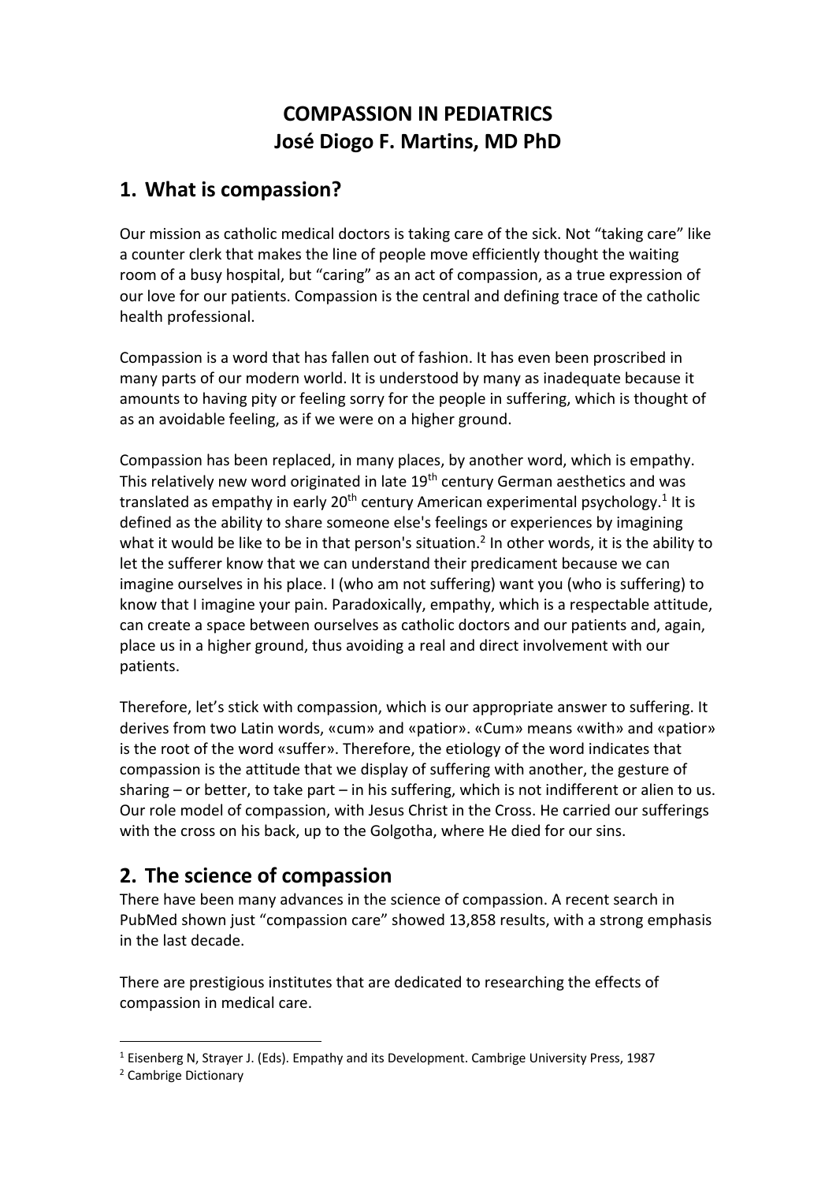# COMPASSION IN PEDIATRICS
# José Diogo F. Martins, MD PhD

## 1. What is compassion?

Our mission as catholic medical doctors is taking care of the sick. Not "taking care" like a counter clerk that makes the line of people move efficiently thought the waiting room of a busy hospital, but "caring" as an act of compassion, as a true expression of our love for our patients. Compassion is the central and defining trace of the catholic health professional.

Compassion is a word that has fallen out of fashion. It has even been proscribed in many parts of our modern world. It is understood by many as inadequate because it amounts to having pity or feeling sorry for the people in suffering, which is thought of as an avoidable feeling, as if we were on a higher ground.

Compassion has been replaced, in many places, by another word, which is empathy. This relatively new word originated in late 19th century German aesthetics and was translated as empathy in early 20th century American experimental psychology.[1] It is defined as the ability to share someone else's feelings or experiences by imagining what it would be like to be in that person's situation.[2] In other words, it is the ability to let the sufferer know that we can understand their predicament because we can imagine ourselves in his place. I (who am not suffering) want you (who is suffering) to know that I imagine your pain. Paradoxically, empathy, which is a respectable attitude, can create a space between ourselves as catholic doctors and our patients and, again, place us in a higher ground, thus avoiding a real and direct involvement with our patients.

Therefore, let's stick with compassion, which is our appropriate answer to suffering. It derives from two Latin words, «cum» and «patior». «Cum» means «with» and «patior» is the root of the word «suffer». Therefore, the etiology of the word indicates that compassion is the attitude that we display of suffering with another, the gesture of sharing – or better, to take part – in his suffering, which is not indifferent or alien to us. Our role model of compassion, with Jesus Christ in the Cross. He carried our sufferings with the cross on his back, up to the Golgotha, where He died for our sins.

## 2. The science of compassion

There have been many advances in the science of compassion. A recent search in PubMed shown just "compassion care" showed 13,858 results, with a strong emphasis in the last decade.

There are prestigious institutes that are dedicated to researching the effects of compassion in medical care.

---

[1] Eisenberg N, Strayer J. (Eds). Empathy and its Development. Cambrige University Press, 1987

[2] Cambrige Dictionary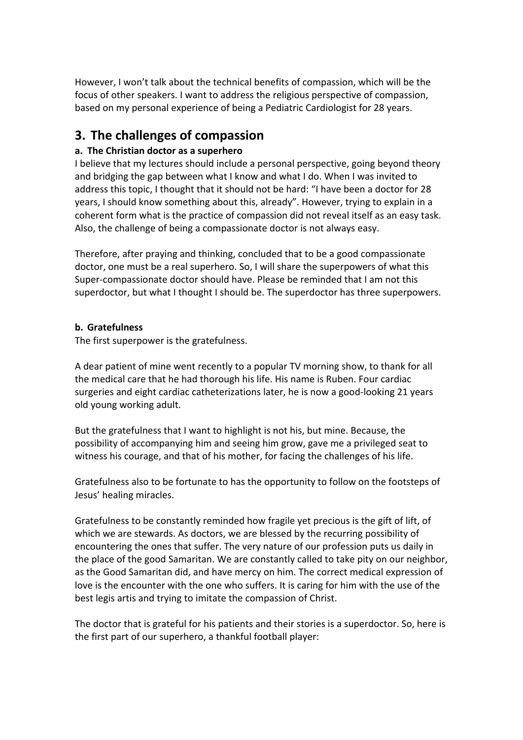However, I won't talk about the technical benefits of compassion, which will be the focus of other speakers. I want to address the religious perspective of compassion, based on my personal experience of being a Pediatric Cardiologist for 28 years.

## 3. The challenges of compassion

### a. The Christian doctor as a superhero

I believe that my lectures should include a personal perspective, going beyond theory and bridging the gap between what I know and what I do. When I was invited to address this topic, I thought that it should not be hard: "I have been a doctor for 28 years, I should know something about this, already". However, trying to explain in a coherent form what is the practice of compassion did not reveal itself as an easy task. Also, the challenge of being a compassionate doctor is not always easy.

Therefore, after praying and thinking, concluded that to be a good compassionate doctor, one must be a real superhero. So, I will share the superpowers of what this Super-compassionate doctor should have. Please be reminded that I am not this superdoctor, but what I thought I should be. The superdoctor has three superpowers.

### b. Gratefulness

The first superpower is the gratefulness.

A dear patient of mine went recently to a popular TV morning show, to thank for all the medical care that he had thorough his life. His name is Ruben. Four cardiac surgeries and eight cardiac catheterizations later, he is now a good-looking 21 years old young working adult.

But the gratefulness that I want to highlight is not his, but mine. Because, the possibility of accompanying him and seeing him grow, gave me a privileged seat to witness his courage, and that of his mother, for facing the challenges of his life.

Gratefulness also to be fortunate to has the opportunity to follow on the footsteps of Jesus' healing miracles.

Gratefulness to be constantly reminded how fragile yet precious is the gift of lift, of which we are stewards. As doctors, we are blessed by the recurring possibility of encountering the ones that suffer. The very nature of our profession puts us daily in the place of the good Samaritan. We are constantly called to take pity on our neighbor, as the Good Samaritan did, and have mercy on him. The correct medical expression of love is the encounter with the one who suffers. It is caring for him with the use of the best legis artis and trying to imitate the compassion of Christ.

The doctor that is grateful for his patients and their stories is a superdoctor. So, here is the first part of our superhero, a thankful football player: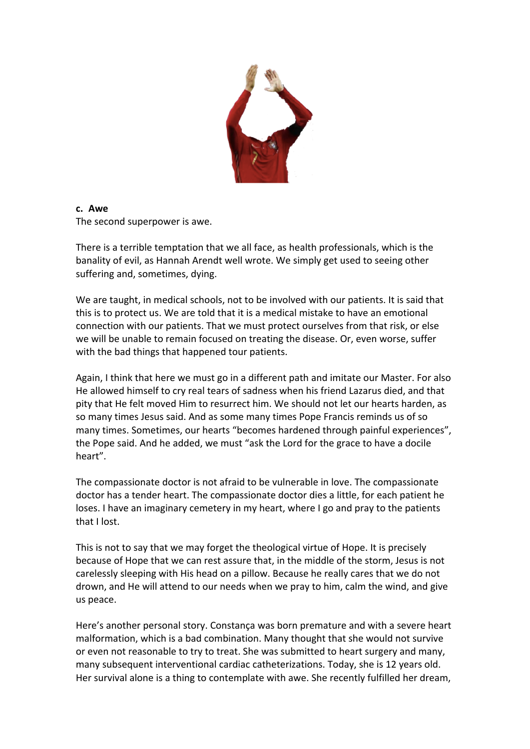**c. Awe**

The second superpower is awe.

There is a terrible temptation that we all face, as health professionals, which is the banality of evil, as Hannah Arendt well wrote. We simply get used to seeing other suffering and, sometimes, dying.

We are taught, in medical schools, not to be involved with our patients. It is said that this is to protect us. We are told that it is a medical mistake to have an emotional connection with our patients. That we must protect ourselves from that risk, or else we will be unable to remain focused on treating the disease. Or, even worse, suffer with the bad things that happened tour patients.

Again, I think that here we must go in a different path and imitate our Master. For also He allowed himself to cry real tears of sadness when his friend Lazarus died, and that pity that He felt moved Him to resurrect him. We should not let our hearts harden, as so many times Jesus said. And as some many times Pope Francis reminds us of so many times. Sometimes, our hearts "becomes hardened through painful experiences", the Pope said. And he added, we must "ask the Lord for the grace to have a docile heart".

The compassionate doctor is not afraid to be vulnerable in love. The compassionate doctor has a tender heart. The compassionate doctor dies a little, for each patient he loses. I have an imaginary cemetery in my heart, where I go and pray to the patients that I lost.

This is not to say that we may forget the theological virtue of Hope. It is precisely because of Hope that we can rest assure that, in the middle of the storm, Jesus is not carelessly sleeping with His head on a pillow. Because he really cares that we do not drown, and He will attend to our needs when we pray to him, calm the wind, and give us peace.

Here's another personal story. Constança was born premature and with a severe heart malformation, which is a bad combination. Many thought that she would not survive or even not reasonable to try to treat. She was submitted to heart surgery and many, many subsequent interventional cardiac catheterizations. Today, she is 12 years old. Her survival alone is a thing to contemplate with awe. She recently fulfilled her dream,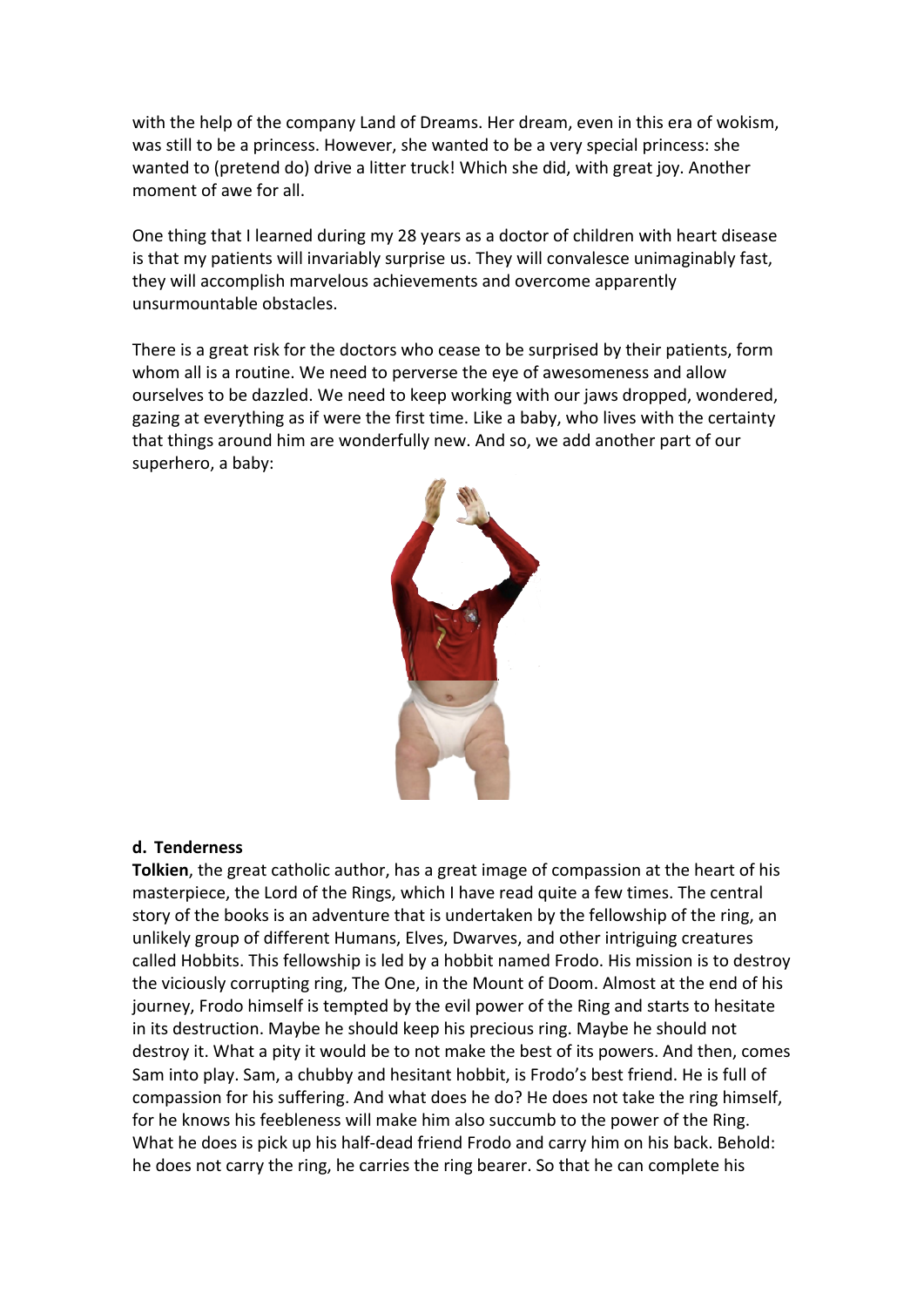with the help of the company Land of Dreams. Her dream, even in this era of wokism, was still to be a princess. However, she wanted to be a very special princess: she wanted to (pretend do) drive a litter truck! Which she did, with great joy. Another moment of awe for all.

One thing that I learned during my 28 years as a doctor of children with heart disease is that my patients will invariably surprise us. They will convalesce unimaginably fast, they will accomplish marvelous achievements and overcome apparently unsurmountable obstacles.

There is a great risk for the doctors who cease to be surprised by their patients, form whom all is a routine. We need to perverse the eye of awesomeness and allow ourselves to be dazzled. We need to keep working with our jaws dropped, wondered, gazing at everything as if were the first time. Like a baby, who lives with the certainty that things around him are wonderfully new. And so, we add another part of our superhero, a baby:

**d. Tenderness**

**Tolkien**, the great catholic author, has a great image of compassion at the heart of his masterpiece, the Lord of the Rings, which I have read quite a few times. The central story of the books is an adventure that is undertaken by the fellowship of the ring, an unlikely group of different Humans, Elves, Dwarves, and other intriguing creatures called Hobbits. This fellowship is led by a hobbit named Frodo. His mission is to destroy the viciously corrupting ring, The One, in the Mount of Doom. Almost at the end of his journey, Frodo himself is tempted by the evil power of the Ring and starts to hesitate in its destruction. Maybe he should keep his precious ring. Maybe he should not destroy it. What a pity it would be to not make the best of its powers. And then, comes Sam into play. Sam, a chubby and hesitant hobbit, is Frodo's best friend. He is full of compassion for his suffering. And what does he do? He does not take the ring himself, for he knows his feebleness will make him also succumb to the power of the Ring. What he does is pick up his half-dead friend Frodo and carry him on his back. Behold: he does not carry the ring, he carries the ring bearer. So that he can complete his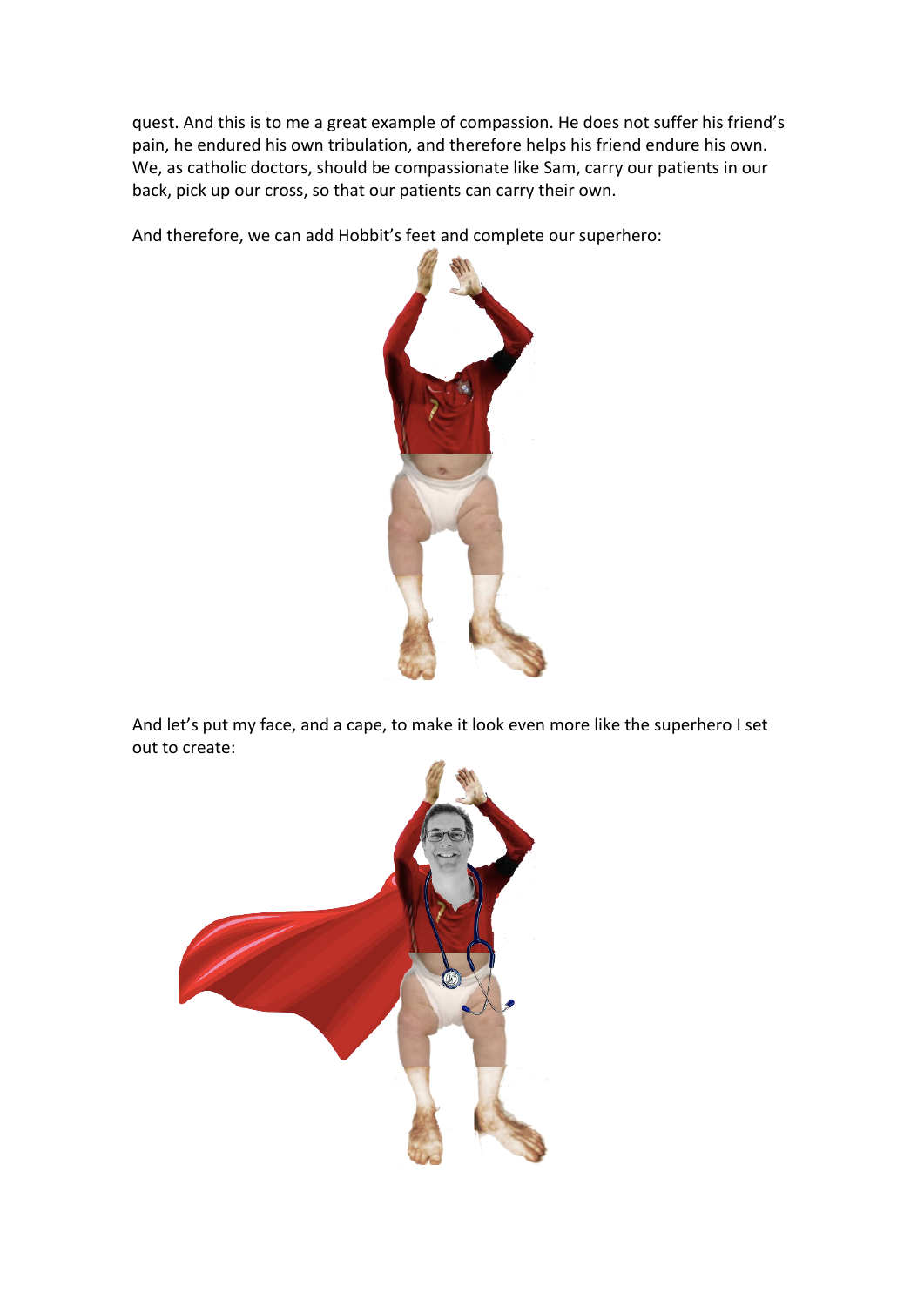quest. And this is to me a great example of compassion. He does not suffer his friend's pain, he endured his own tribulation, and therefore helps his friend endure his own. We, as catholic doctors, should be compassionate like Sam, carry our patients in our back, pick up our cross, so that our patients can carry their own.

And therefore, we can add Hobbit's feet and complete our superhero:

And let's put my face, and a cape, to make it look even more like the superhero I set out to create: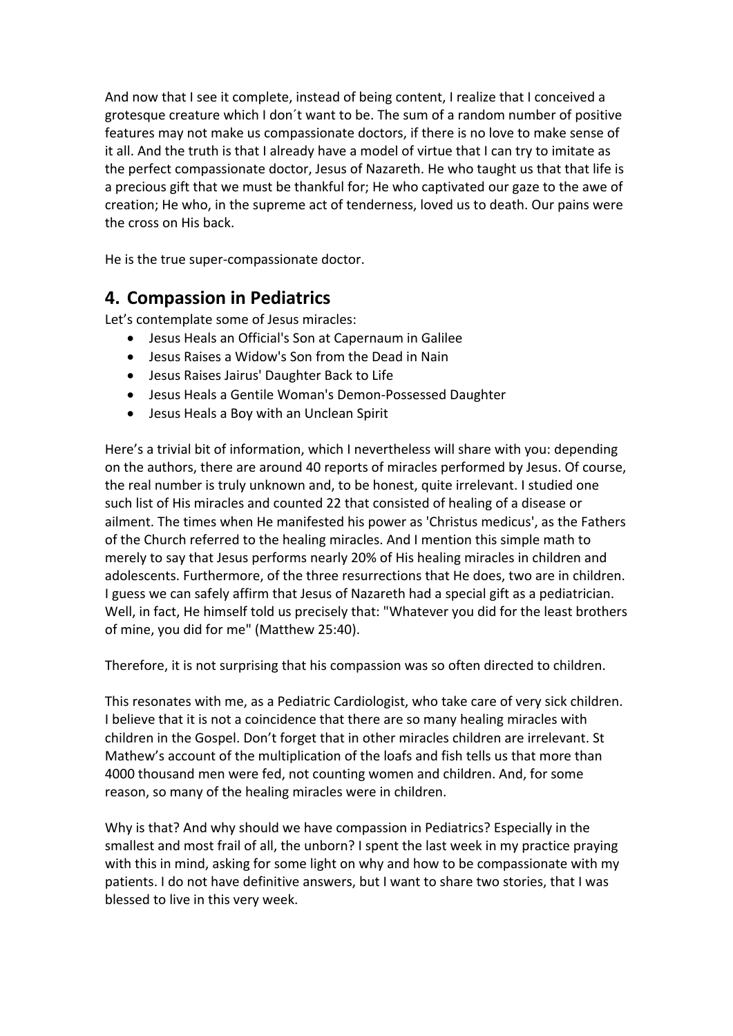And now that I see it complete, instead of being content, I realize that I conceived a grotesque creature which I don´t want to be. The sum of a random number of positive features may not make us compassionate doctors, if there is no love to make sense of it all. And the truth is that I already have a model of virtue that I can try to imitate as the perfect compassionate doctor, Jesus of Nazareth. He who taught us that that life is a precious gift that we must be thankful for; He who captivated our gaze to the awe of creation; He who, in the supreme act of tenderness, loved us to death. Our pains were the cross on His back.

He is the true super-compassionate doctor.

## 4. Compassion in Pediatrics

Let's contemplate some of Jesus miracles:

- Jesus Heals an Official's Son at Capernaum in Galilee
- Jesus Raises a Widow's Son from the Dead in Nain
- Jesus Raises Jairus' Daughter Back to Life
- Jesus Heals a Gentile Woman's Demon-Possessed Daughter
- Jesus Heals a Boy with an Unclean Spirit

Here's a trivial bit of information, which I nevertheless will share with you: depending on the authors, there are around 40 reports of miracles performed by Jesus. Of course, the real number is truly unknown and, to be honest, quite irrelevant. I studied one such list of His miracles and counted 22 that consisted of healing of a disease or ailment. The times when He manifested his power as 'Christus medicus', as the Fathers of the Church referred to the healing miracles. And I mention this simple math to merely to say that Jesus performs nearly 20% of His healing miracles in children and adolescents. Furthermore, of the three resurrections that He does, two are in children. I guess we can safely affirm that Jesus of Nazareth had a special gift as a pediatrician. Well, in fact, He himself told us precisely that: "Whatever you did for the least brothers of mine, you did for me" (Matthew 25:40).

Therefore, it is not surprising that his compassion was so often directed to children.

This resonates with me, as a Pediatric Cardiologist, who take care of very sick children. I believe that it is not a coincidence that there are so many healing miracles with children in the Gospel. Don't forget that in other miracles children are irrelevant. St Mathew's account of the multiplication of the loafs and fish tells us that more than 4000 thousand men were fed, not counting women and children. And, for some reason, so many of the healing miracles were in children.

Why is that? And why should we have compassion in Pediatrics? Especially in the smallest and most frail of all, the unborn? I spent the last week in my practice praying with this in mind, asking for some light on why and how to be compassionate with my patients. I do not have definitive answers, but I want to share two stories, that I was blessed to live in this very week.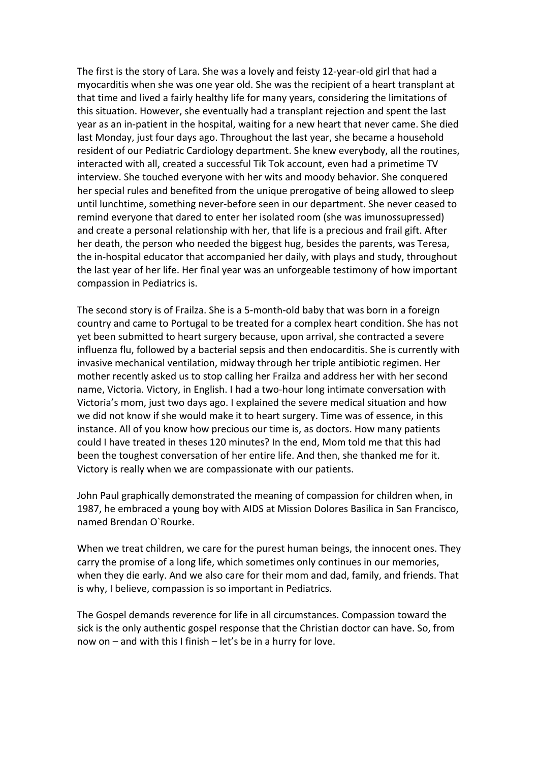The first is the story of Lara. She was a lovely and feisty 12-year-old girl that had a myocarditis when she was one year old. She was the recipient of a heart transplant at that time and lived a fairly healthy life for many years, considering the limitations of this situation. However, she eventually had a transplant rejection and spent the last year as an in-patient in the hospital, waiting for a new heart that never came. She died last Monday, just four days ago. Throughout the last year, she became a household resident of our Pediatric Cardiology department. She knew everybody, all the routines, interacted with all, created a successful Tik Tok account, even had a primetime TV interview. She touched everyone with her wits and moody behavior. She conquered her special rules and benefited from the unique prerogative of being allowed to sleep until lunchtime, something never-before seen in our department. She never ceased to remind everyone that dared to enter her isolated room (she was imunossupressed) and create a personal relationship with her, that life is a precious and frail gift. After her death, the person who needed the biggest hug, besides the parents, was Teresa, the in-hospital educator that accompanied her daily, with plays and study, throughout the last year of her life. Her final year was an unforgeable testimony of how important compassion in Pediatrics is.

The second story is of Frailza. She is a 5-month-old baby that was born in a foreign country and came to Portugal to be treated for a complex heart condition. She has not yet been submitted to heart surgery because, upon arrival, she contracted a severe influenza flu, followed by a bacterial sepsis and then endocarditis. She is currently with invasive mechanical ventilation, midway through her triple antibiotic regimen. Her mother recently asked us to stop calling her Frailza and address her with her second name, Victoria. Victory, in English. I had a two-hour long intimate conversation with Victoria's mom, just two days ago. I explained the severe medical situation and how we did not know if she would make it to heart surgery. Time was of essence, in this instance. All of you know how precious our time is, as doctors. How many patients could I have treated in theses 120 minutes? In the end, Mom told me that this had been the toughest conversation of her entire life. And then, she thanked me for it. Victory is really when we are compassionate with our patients.

John Paul graphically demonstrated the meaning of compassion for children when, in 1987, he embraced a young boy with AIDS at Mission Dolores Basilica in San Francisco, named Brendan O`Rourke.

When we treat children, we care for the purest human beings, the innocent ones. They carry the promise of a long life, which sometimes only continues in our memories, when they die early. And we also care for their mom and dad, family, and friends. That is why, I believe, compassion is so important in Pediatrics.

The Gospel demands reverence for life in all circumstances. Compassion toward the sick is the only authentic gospel response that the Christian doctor can have. So, from now on – and with this I finish – let's be in a hurry for love.